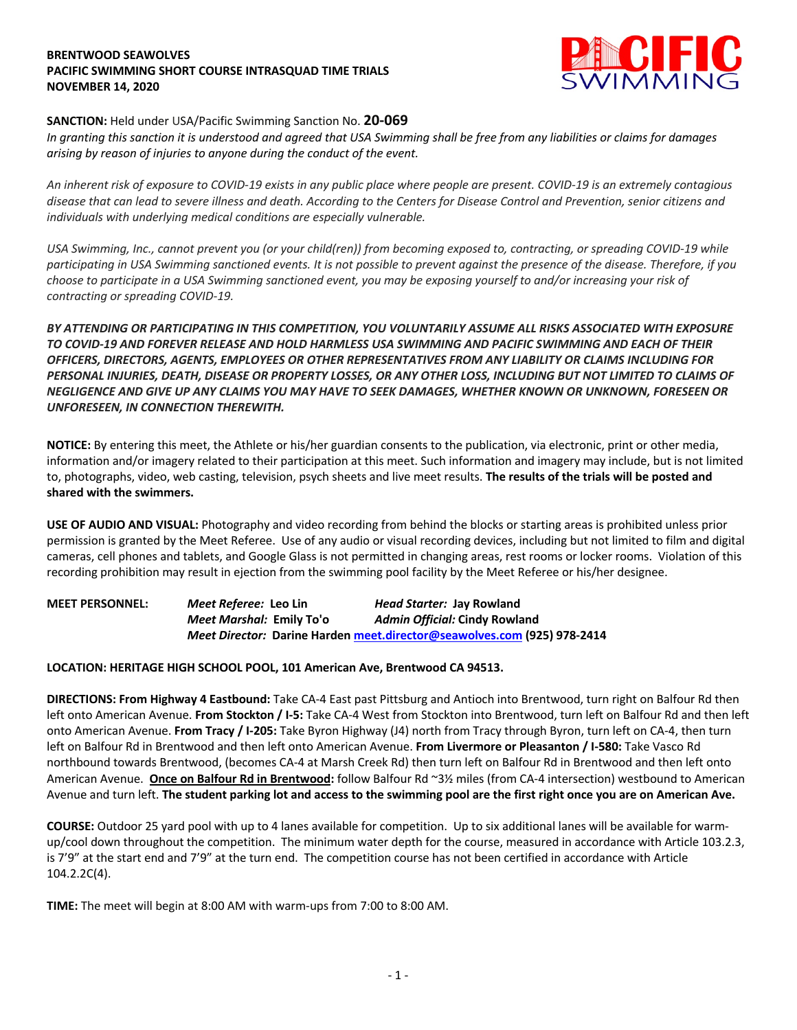**BRENTWOOD SEAWOLVES**
**PACIFIC SWIMMING SHORT COURSE INTRASQUAD TIME TRIALS**
**NOVEMBER 14, 2020**

**SANCTION:** Held under USA/Pacific Swimming Sanction No. **20-069**
*In granting this sanction it is understood and agreed that USA Swimming shall be free from any liabilities or claims for damages arising by reason of injuries to anyone during the conduct of the event.*

*An inherent risk of exposure to COVID-19 exists in any public place where people are present. COVID-19 is an extremely contagious disease that can lead to severe illness and death. According to the Centers for Disease Control and Prevention, senior citizens and individuals with underlying medical conditions are especially vulnerable.*

*USA Swimming, Inc., cannot prevent you (or your child(ren)) from becoming exposed to, contracting, or spreading COVID-19 while participating in USA Swimming sanctioned events. It is not possible to prevent against the presence of the disease. Therefore, if you choose to participate in a USA Swimming sanctioned event, you may be exposing yourself to and/or increasing your risk of contracting or spreading COVID-19.*

***BY ATTENDING OR PARTICIPATING IN THIS COMPETITION, YOU VOLUNTARILY ASSUME ALL RISKS ASSOCIATED WITH EXPOSURE TO COVID-19 AND FOREVER RELEASE AND HOLD HARMLESS USA SWIMMING AND PACIFIC SWIMMING AND EACH OF THEIR OFFICERS, DIRECTORS, AGENTS, EMPLOYEES OR OTHER REPRESENTATIVES FROM ANY LIABILITY OR CLAIMS INCLUDING FOR PERSONAL INJURIES, DEATH, DISEASE OR PROPERTY LOSSES, OR ANY OTHER LOSS, INCLUDING BUT NOT LIMITED TO CLAIMS OF NEGLIGENCE AND GIVE UP ANY CLAIMS YOU MAY HAVE TO SEEK DAMAGES, WHETHER KNOWN OR UNKNOWN, FORESEEN OR UNFORESEEN, IN CONNECTION THEREWITH.***

**NOTICE:** By entering this meet, the Athlete or his/her guardian consents to the publication, via electronic, print or other media, information and/or imagery related to their participation at this meet. Such information and imagery may include, but is not limited to, photographs, video, web casting, television, psych sheets and live meet results. **The results of the trials will be posted and shared with the swimmers.**

**USE OF AUDIO AND VISUAL:** Photography and video recording from behind the blocks or starting areas is prohibited unless prior permission is granted by the Meet Referee. Use of any audio or visual recording devices, including but not limited to film and digital cameras, cell phones and tablets, and Google Glass is not permitted in changing areas, rest rooms or locker rooms. Violation of this recording prohibition may result in ejection from the swimming pool facility by the Meet Referee or his/her designee.

**MEET PERSONNEL:**
***Meet Referee:* Leo Lin** — ***Head Starter:* Jay Rowland**
***Meet Marshal:* Emily To'o** — ***Admin Official:* Cindy Rowland**
***Meet Director:* Darine Harden meet.director@seawolves.com (925) 978-2414**

**LOCATION: HERITAGE HIGH SCHOOL POOL, 101 American Ave, Brentwood CA 94513.**

**DIRECTIONS: From Highway 4 Eastbound:** Take CA-4 East past Pittsburg and Antioch into Brentwood, turn right on Balfour Rd then left onto American Avenue. **From Stockton / I-5:** Take CA-4 West from Stockton into Brentwood, turn left on Balfour Rd and then left onto American Avenue. **From Tracy / I-205:** Take Byron Highway (J4) north from Tracy through Byron, turn left on CA-4, then turn left on Balfour Rd in Brentwood and then left onto American Avenue. **From Livermore or Pleasanton / I-580:** Take Vasco Rd northbound towards Brentwood, (becomes CA-4 at Marsh Creek Rd) then turn left on Balfour Rd in Brentwood and then left onto American Avenue. **Once on Balfour Rd in Brentwood:** follow Balfour Rd ~3½ miles (from CA-4 intersection) westbound to American Avenue and turn left. **The student parking lot and access to the swimming pool are the first right once you are on American Ave.**

**COURSE:** Outdoor 25 yard pool with up to 4 lanes available for competition. Up to six additional lanes will be available for warm-up/cool down throughout the competition. The minimum water depth for the course, measured in accordance with Article 103.2.3, is 7'9" at the start end and 7'9" at the turn end. The competition course has not been certified in accordance with Article 104.2.2C(4).

**TIME:** The meet will begin at 8:00 AM with warm-ups from 7:00 to 8:00 AM.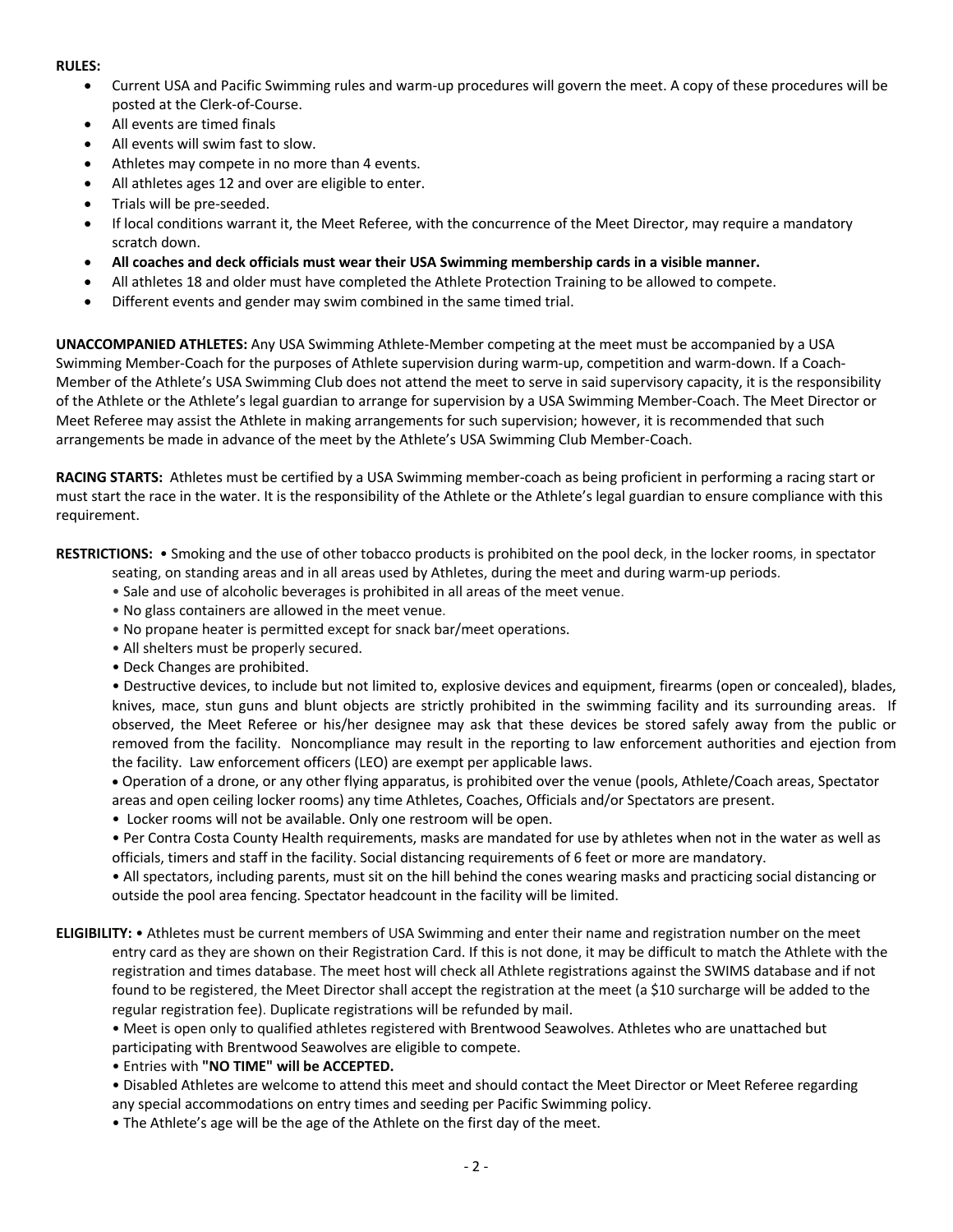**RULES:**

- Current USA and Pacific Swimming rules and warm-up procedures will govern the meet. A copy of these procedures will be posted at the Clerk-of-Course.
- All events are timed finals
- All events will swim fast to slow.
- Athletes may compete in no more than 4 events.
- All athletes ages 12 and over are eligible to enter.
- Trials will be pre-seeded.
- If local conditions warrant it, the Meet Referee, with the concurrence of the Meet Director, may require a mandatory scratch down.
- **All coaches and deck officials must wear their USA Swimming membership cards in a visible manner.**
- All athletes 18 and older must have completed the Athlete Protection Training to be allowed to compete.
- Different events and gender may swim combined in the same timed trial.

**UNACCOMPANIED ATHLETES:** Any USA Swimming Athlete-Member competing at the meet must be accompanied by a USA Swimming Member-Coach for the purposes of Athlete supervision during warm-up, competition and warm-down. If a Coach-Member of the Athlete's USA Swimming Club does not attend the meet to serve in said supervisory capacity, it is the responsibility of the Athlete or the Athlete's legal guardian to arrange for supervision by a USA Swimming Member-Coach. The Meet Director or Meet Referee may assist the Athlete in making arrangements for such supervision; however, it is recommended that such arrangements be made in advance of the meet by the Athlete's USA Swimming Club Member-Coach.

**RACING STARTS:** Athletes must be certified by a USA Swimming member-coach as being proficient in performing a racing start or must start the race in the water. It is the responsibility of the Athlete or the Athlete's legal guardian to ensure compliance with this requirement.

**RESTRICTIONS:**
- Smoking and the use of other tobacco products is prohibited on the pool deck, in the locker rooms, in spectator seating, on standing areas and in all areas used by Athletes, during the meet and during warm-up periods.
- Sale and use of alcoholic beverages is prohibited in all areas of the meet venue.
- No glass containers are allowed in the meet venue.
- No propane heater is permitted except for snack bar/meet operations.
- All shelters must be properly secured.
- Deck Changes are prohibited.
- Destructive devices, to include but not limited to, explosive devices and equipment, firearms (open or concealed), blades, knives, mace, stun guns and blunt objects are strictly prohibited in the swimming facility and its surrounding areas. If observed, the Meet Referee or his/her designee may ask that these devices be stored safely away from the public or removed from the facility. Noncompliance may result in the reporting to law enforcement authorities and ejection from the facility. Law enforcement officers (LEO) are exempt per applicable laws.
- Operation of a drone, or any other flying apparatus, is prohibited over the venue (pools, Athlete/Coach areas, Spectator areas and open ceiling locker rooms) any time Athletes, Coaches, Officials and/or Spectators are present.
- Locker rooms will not be available. Only one restroom will be open.
- Per Contra Costa County Health requirements, masks are mandated for use by athletes when not in the water as well as officials, timers and staff in the facility. Social distancing requirements of 6 feet or more are mandatory.
- All spectators, including parents, must sit on the hill behind the cones wearing masks and practicing social distancing or outside the pool area fencing. Spectator headcount in the facility will be limited.

**ELIGIBILITY:**
- Athletes must be current members of USA Swimming and enter their name and registration number on the meet entry card as they are shown on their Registration Card. If this is not done, it may be difficult to match the Athlete with the registration and times database. The meet host will check all Athlete registrations against the SWIMS database and if not found to be registered, the Meet Director shall accept the registration at the meet (a $10 surcharge will be added to the regular registration fee). Duplicate registrations will be refunded by mail.
- Meet is open only to qualified athletes registered with Brentwood Seawolves. Athletes who are unattached but participating with Brentwood Seawolves are eligible to compete.
- Entries with **"NO TIME" will be ACCEPTED.**
- Disabled Athletes are welcome to attend this meet and should contact the Meet Director or Meet Referee regarding any special accommodations on entry times and seeding per Pacific Swimming policy.
- The Athlete's age will be the age of the Athlete on the first day of the meet.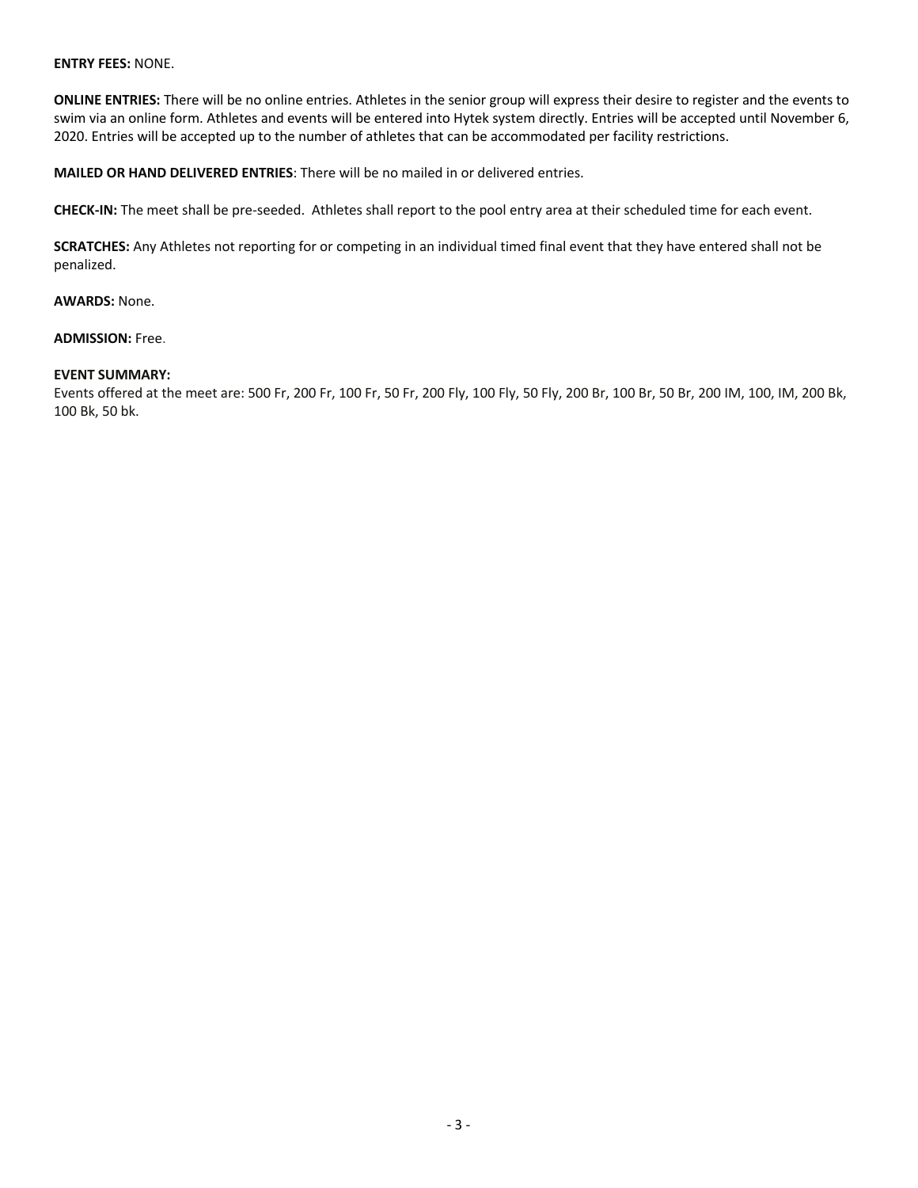**ENTRY FEES:** NONE.

**ONLINE ENTRIES:** There will be no online entries. Athletes in the senior group will express their desire to register and the events to swim via an online form. Athletes and events will be entered into Hytek system directly. Entries will be accepted until November 6, 2020. Entries will be accepted up to the number of athletes that can be accommodated per facility restrictions.

**MAILED OR HAND DELIVERED ENTRIES**: There will be no mailed in or delivered entries.

**CHECK-IN:** The meet shall be pre-seeded. Athletes shall report to the pool entry area at their scheduled time for each event.

**SCRATCHES:** Any Athletes not reporting for or competing in an individual timed final event that they have entered shall not be penalized.

**AWARDS:** None.

**ADMISSION:** Free.

**EVENT SUMMARY:**
Events offered at the meet are: 500 Fr, 200 Fr, 100 Fr, 50 Fr, 200 Fly, 100 Fly, 50 Fly, 200 Br, 100 Br, 50 Br, 200 IM, 100, IM, 200 Bk, 100 Bk, 50 bk.